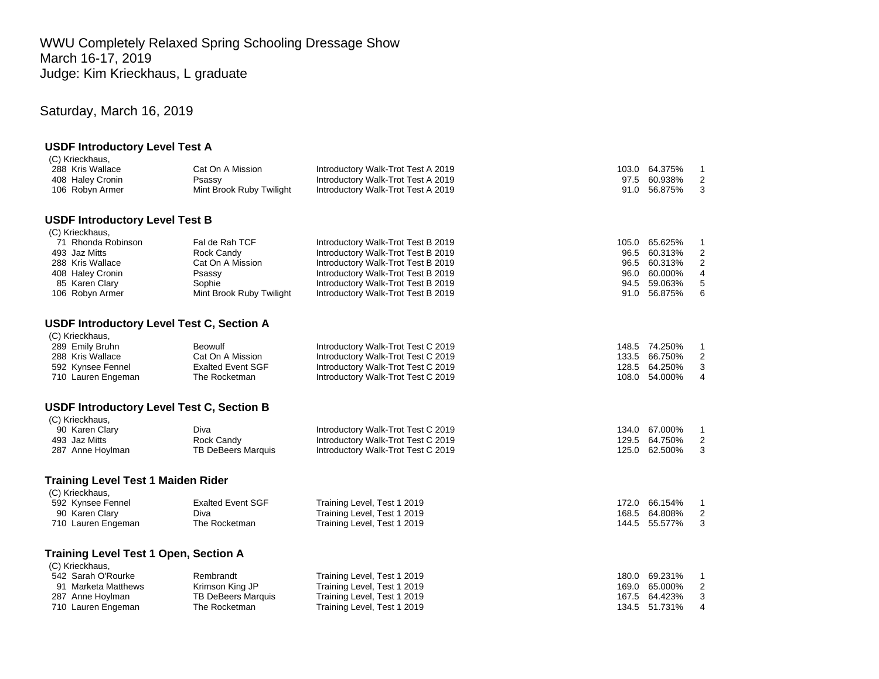WWU Completely Relaxed Spring Schooling Dressage Show
March 16-17, 2019
Judge: Kim Krieckhaus, L graduate

Saturday, March 16, 2019

### USDF Introductory Level Test A

(C) Krieckhaus,

| No. | Rider | Horse | Test | Score | Percent | Place |
|---|---|---|---|---|---|---|
| 288 | Kris Wallace | Cat On A Mission | Introductory Walk-Trot Test A 2019 | 103.0 | 64.375% | 1 |
| 408 | Haley Cronin | Psassy | Introductory Walk-Trot Test A 2019 | 97.5 | 60.938% | 2 |
| 106 | Robyn Armer | Mint Brook Ruby Twilight | Introductory Walk-Trot Test A 2019 | 91.0 | 56.875% | 3 |

### USDF Introductory Level Test B

(C) Krieckhaus,

| No. | Rider | Horse | Test | Score | Percent | Place |
|---|---|---|---|---|---|---|
| 71 | Rhonda Robinson | Fal de Rah TCF | Introductory Walk-Trot Test B 2019 | 105.0 | 65.625% | 1 |
| 493 | Jaz Mitts | Rock Candy | Introductory Walk-Trot Test B 2019 | 96.5 | 60.313% | 2 |
| 288 | Kris Wallace | Cat On A Mission | Introductory Walk-Trot Test B 2019 | 96.5 | 60.313% | 2 |
| 408 | Haley Cronin | Psassy | Introductory Walk-Trot Test B 2019 | 96.0 | 60.000% | 4 |
| 85 | Karen Clary | Sophie | Introductory Walk-Trot Test B 2019 | 94.5 | 59.063% | 5 |
| 106 | Robyn Armer | Mint Brook Ruby Twilight | Introductory Walk-Trot Test B 2019 | 91.0 | 56.875% | 6 |

### USDF Introductory Level Test C, Section A

(C) Krieckhaus,

| No. | Rider | Horse | Test | Score | Percent | Place |
|---|---|---|---|---|---|---|
| 289 | Emily Bruhn | Beowulf | Introductory Walk-Trot Test C 2019 | 148.5 | 74.250% | 1 |
| 288 | Kris Wallace | Cat On A Mission | Introductory Walk-Trot Test C 2019 | 133.5 | 66.750% | 2 |
| 592 | Kynsee Fennel | Exalted Event SGF | Introductory Walk-Trot Test C 2019 | 128.5 | 64.250% | 3 |
| 710 | Lauren Engeman | The Rocketman | Introductory Walk-Trot Test C 2019 | 108.0 | 54.000% | 4 |

### USDF Introductory Level Test C, Section B

(C) Krieckhaus,

| No. | Rider | Horse | Test | Score | Percent | Place |
|---|---|---|---|---|---|---|
| 90 | Karen Clary | Diva | Introductory Walk-Trot Test C 2019 | 134.0 | 67.000% | 1 |
| 493 | Jaz Mitts | Rock Candy | Introductory Walk-Trot Test C 2019 | 129.5 | 64.750% | 2 |
| 287 | Anne Hoylman | TB DeBeers Marquis | Introductory Walk-Trot Test C 2019 | 125.0 | 62.500% | 3 |

### Training Level Test 1 Maiden Rider

(C) Krieckhaus,

| No. | Rider | Horse | Test | Score | Percent | Place |
|---|---|---|---|---|---|---|
| 592 | Kynsee Fennel | Exalted Event SGF | Training Level, Test 1 2019 | 172.0 | 66.154% | 1 |
| 90 | Karen Clary | Diva | Training Level, Test 1 2019 | 168.5 | 64.808% | 2 |
| 710 | Lauren Engeman | The Rocketman | Training Level, Test 1 2019 | 144.5 | 55.577% | 3 |

### Training Level Test 1 Open, Section A

(C) Krieckhaus,

| No. | Rider | Horse | Test | Score | Percent | Place |
|---|---|---|---|---|---|---|
| 542 | Sarah O'Rourke | Rembrandt | Training Level, Test 1 2019 | 180.0 | 69.231% | 1 |
| 91 | Marketa Matthews | Krimson King JP | Training Level, Test 1 2019 | 169.0 | 65.000% | 2 |
| 287 | Anne Hoylman | TB DeBeers Marquis | Training Level, Test 1 2019 | 167.5 | 64.423% | 3 |
| 710 | Lauren Engeman | The Rocketman | Training Level, Test 1 2019 | 134.5 | 51.731% | 4 |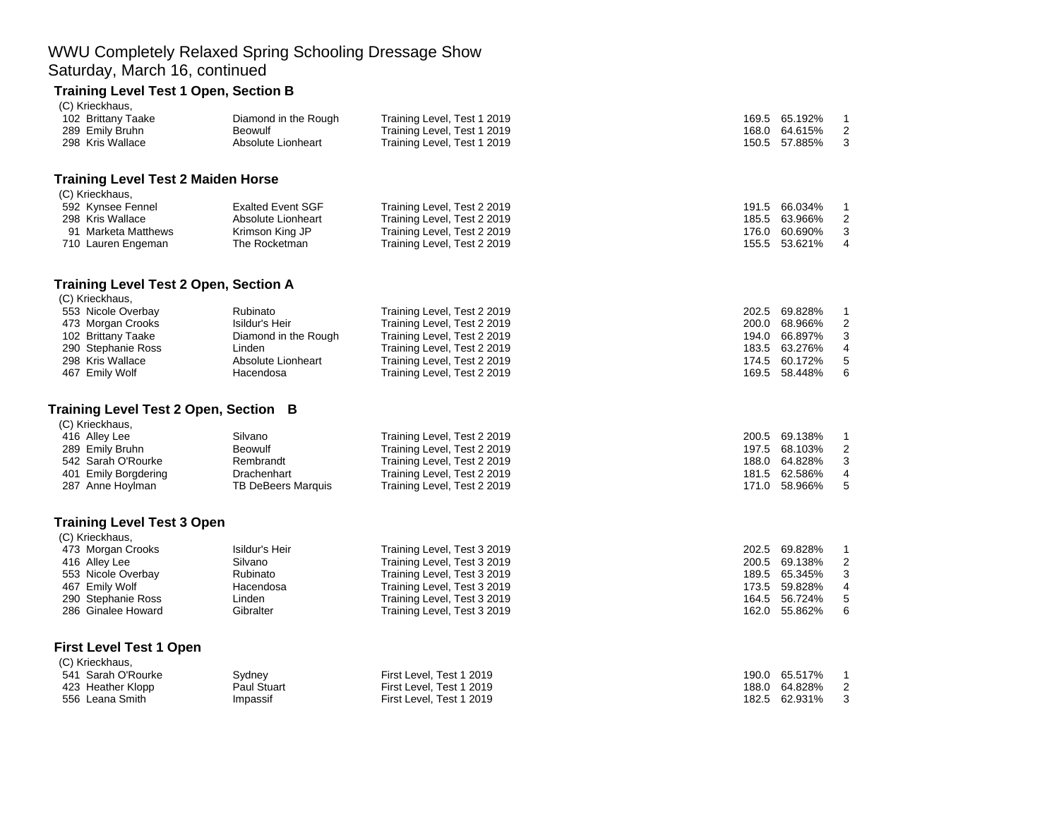# WWU Completely Relaxed Spring Schooling Dressage Show
## Saturday, March 16, continued

### Training Level Test 1 Open, Section B

(C) Krieckhaus,

| No. | Rider | Horse | Test | Score | Percent | Place |
|---|---|---|---|---|---|---|
| 102 | Brittany Taake | Diamond in the Rough | Training Level, Test 1 2019 | 169.5 | 65.192% | 1 |
| 289 | Emily Bruhn | Beowulf | Training Level, Test 1 2019 | 168.0 | 64.615% | 2 |
| 298 | Kris Wallace | Absolute Lionheart | Training Level, Test 1 2019 | 150.5 | 57.885% | 3 |

### Training Level Test 2 Maiden Horse

(C) Krieckhaus,

| No. | Rider | Horse | Test | Score | Percent | Place |
|---|---|---|---|---|---|---|
| 592 | Kynsee Fennel | Exalted Event SGF | Training Level, Test 2 2019 | 191.5 | 66.034% | 1 |
| 298 | Kris Wallace | Absolute Lionheart | Training Level, Test 2 2019 | 185.5 | 63.966% | 2 |
| 91 | Marketa Matthews | Krimson King JP | Training Level, Test 2 2019 | 176.0 | 60.690% | 3 |
| 710 | Lauren Engeman | The Rocketman | Training Level, Test 2 2019 | 155.5 | 53.621% | 4 |

### Training Level Test 2 Open, Section A

(C) Krieckhaus,

| No. | Rider | Horse | Test | Score | Percent | Place |
|---|---|---|---|---|---|---|
| 553 | Nicole Overbay | Rubinato | Training Level, Test 2 2019 | 202.5 | 69.828% | 1 |
| 473 | Morgan Crooks | Isildur's Heir | Training Level, Test 2 2019 | 200.0 | 68.966% | 2 |
| 102 | Brittany Taake | Diamond in the Rough | Training Level, Test 2 2019 | 194.0 | 66.897% | 3 |
| 290 | Stephanie Ross | Linden | Training Level, Test 2 2019 | 183.5 | 63.276% | 4 |
| 298 | Kris Wallace | Absolute Lionheart | Training Level, Test 2 2019 | 174.5 | 60.172% | 5 |
| 467 | Emily Wolf | Hacendosa | Training Level, Test 2 2019 | 169.5 | 58.448% | 6 |

### Training Level Test 2 Open, Section B

(C) Krieckhaus,

| No. | Rider | Horse | Test | Score | Percent | Place |
|---|---|---|---|---|---|---|
| 416 | Alley Lee | Silvano | Training Level, Test 2 2019 | 200.5 | 69.138% | 1 |
| 289 | Emily Bruhn | Beowulf | Training Level, Test 2 2019 | 197.5 | 68.103% | 2 |
| 542 | Sarah O'Rourke | Rembrandt | Training Level, Test 2 2019 | 188.0 | 64.828% | 3 |
| 401 | Emily Borgdering | Drachenhart | Training Level, Test 2 2019 | 181.5 | 62.586% | 4 |
| 287 | Anne Hoylman | TB DeBeers Marquis | Training Level, Test 2 2019 | 171.0 | 58.966% | 5 |

### Training Level Test 3 Open

(C) Krieckhaus,

| No. | Rider | Horse | Test | Score | Percent | Place |
|---|---|---|---|---|---|---|
| 473 | Morgan Crooks | Isildur's Heir | Training Level, Test 3 2019 | 202.5 | 69.828% | 1 |
| 416 | Alley Lee | Silvano | Training Level, Test 3 2019 | 200.5 | 69.138% | 2 |
| 553 | Nicole Overbay | Rubinato | Training Level, Test 3 2019 | 189.5 | 65.345% | 3 |
| 467 | Emily Wolf | Hacendosa | Training Level, Test 3 2019 | 173.5 | 59.828% | 4 |
| 290 | Stephanie Ross | Linden | Training Level, Test 3 2019 | 164.5 | 56.724% | 5 |
| 286 | Ginalee Howard | Gibralter | Training Level, Test 3 2019 | 162.0 | 55.862% | 6 |

### First Level Test 1 Open

(C) Krieckhaus,

| No. | Rider | Horse | Test | Score | Percent | Place |
|---|---|---|---|---|---|---|
| 541 | Sarah O'Rourke | Sydney | First Level, Test 1 2019 | 190.0 | 65.517% | 1 |
| 423 | Heather Klopp | Paul Stuart | First Level, Test 1 2019 | 188.0 | 64.828% | 2 |
| 556 | Leana Smith | Impassif | First Level, Test 1 2019 | 182.5 | 62.931% | 3 |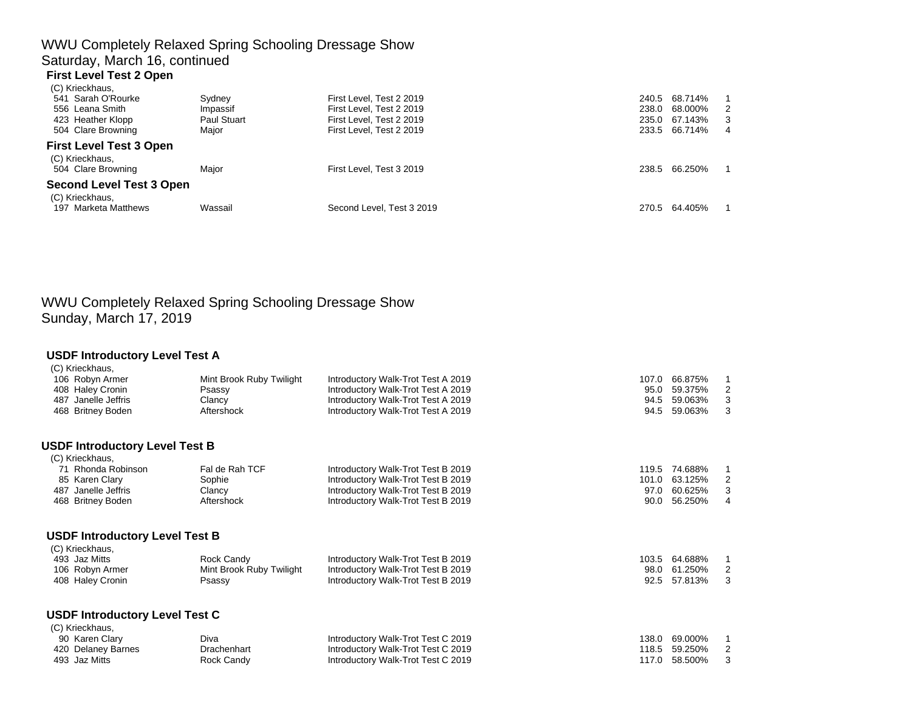# WWU Completely Relaxed Spring Schooling Dressage Show

## Saturday, March 16, continued

### First Level Test 2 Open

(C) Krieckhaus,

| No. | Rider | Horse | Test | Score | Percent | Place |
|---|---|---|---|---|---|---|
| 541 | Sarah O'Rourke | Sydney | First Level, Test 2 2019 | 240.5 | 68.714% | 1 |
| 556 | Leana Smith | Impassif | First Level, Test 2 2019 | 238.0 | 68.000% | 2 |
| 423 | Heather Klopp | Paul Stuart | First Level, Test 2 2019 | 235.0 | 67.143% | 3 |
| 504 | Clare Browning | Major | First Level, Test 2 2019 | 233.5 | 66.714% | 4 |

### First Level Test 3 Open

(C) Krieckhaus,

| No. | Rider | Horse | Test | Score | Percent | Place |
|---|---|---|---|---|---|---|
| 504 | Clare Browning | Major | First Level, Test 3 2019 | 238.5 | 66.250% | 1 |

### Second Level Test 3 Open

(C) Krieckhaus,

| No. | Rider | Horse | Test | Score | Percent | Place |
|---|---|---|---|---|---|---|
| 197 | Marketa Matthews | Wassail | Second Level, Test 3 2019 | 270.5 | 64.405% | 1 |

# WWU Completely Relaxed Spring Schooling Dressage Show

## Sunday, March 17, 2019

### USDF Introductory Level Test A

(C) Krieckhaus,

| No. | Rider | Horse | Test | Score | Percent | Place |
|---|---|---|---|---|---|---|
| 106 | Robyn Armer | Mint Brook Ruby Twilight | Introductory Walk-Trot Test A 2019 | 107.0 | 66.875% | 1 |
| 408 | Haley Cronin | Psassy | Introductory Walk-Trot Test A 2019 | 95.0 | 59.375% | 2 |
| 487 | Janelle Jeffris | Clancy | Introductory Walk-Trot Test A 2019 | 94.5 | 59.063% | 3 |
| 468 | Britney Boden | Aftershock | Introductory Walk-Trot Test A 2019 | 94.5 | 59.063% | 3 |

### USDF Introductory Level Test B

(C) Krieckhaus,

| No. | Rider | Horse | Test | Score | Percent | Place |
|---|---|---|---|---|---|---|
| 71 | Rhonda Robinson | Fal de Rah TCF | Introductory Walk-Trot Test B 2019 | 119.5 | 74.688% | 1 |
| 85 | Karen Clary | Sophie | Introductory Walk-Trot Test B 2019 | 101.0 | 63.125% | 2 |
| 487 | Janelle Jeffris | Clancy | Introductory Walk-Trot Test B 2019 | 97.0 | 60.625% | 3 |
| 468 | Britney Boden | Aftershock | Introductory Walk-Trot Test B 2019 | 90.0 | 56.250% | 4 |

### USDF Introductory Level Test B

(C) Krieckhaus,

| No. | Rider | Horse | Test | Score | Percent | Place |
|---|---|---|---|---|---|---|
| 493 | Jaz Mitts | Rock Candy | Introductory Walk-Trot Test B 2019 | 103.5 | 64.688% | 1 |
| 106 | Robyn Armer | Mint Brook Ruby Twilight | Introductory Walk-Trot Test B 2019 | 98.0 | 61.250% | 2 |
| 408 | Haley Cronin | Psassy | Introductory Walk-Trot Test B 2019 | 92.5 | 57.813% | 3 |

### USDF Introductory Level Test C

(C) Krieckhaus,

| No. | Rider | Horse | Test | Score | Percent | Place |
|---|---|---|---|---|---|---|
| 90 | Karen Clary | Diva | Introductory Walk-Trot Test C 2019 | 138.0 | 69.000% | 1 |
| 420 | Delaney Barnes | Drachenhart | Introductory Walk-Trot Test C 2019 | 118.5 | 59.250% | 2 |
| 493 | Jaz Mitts | Rock Candy | Introductory Walk-Trot Test C 2019 | 117.0 | 58.500% | 3 |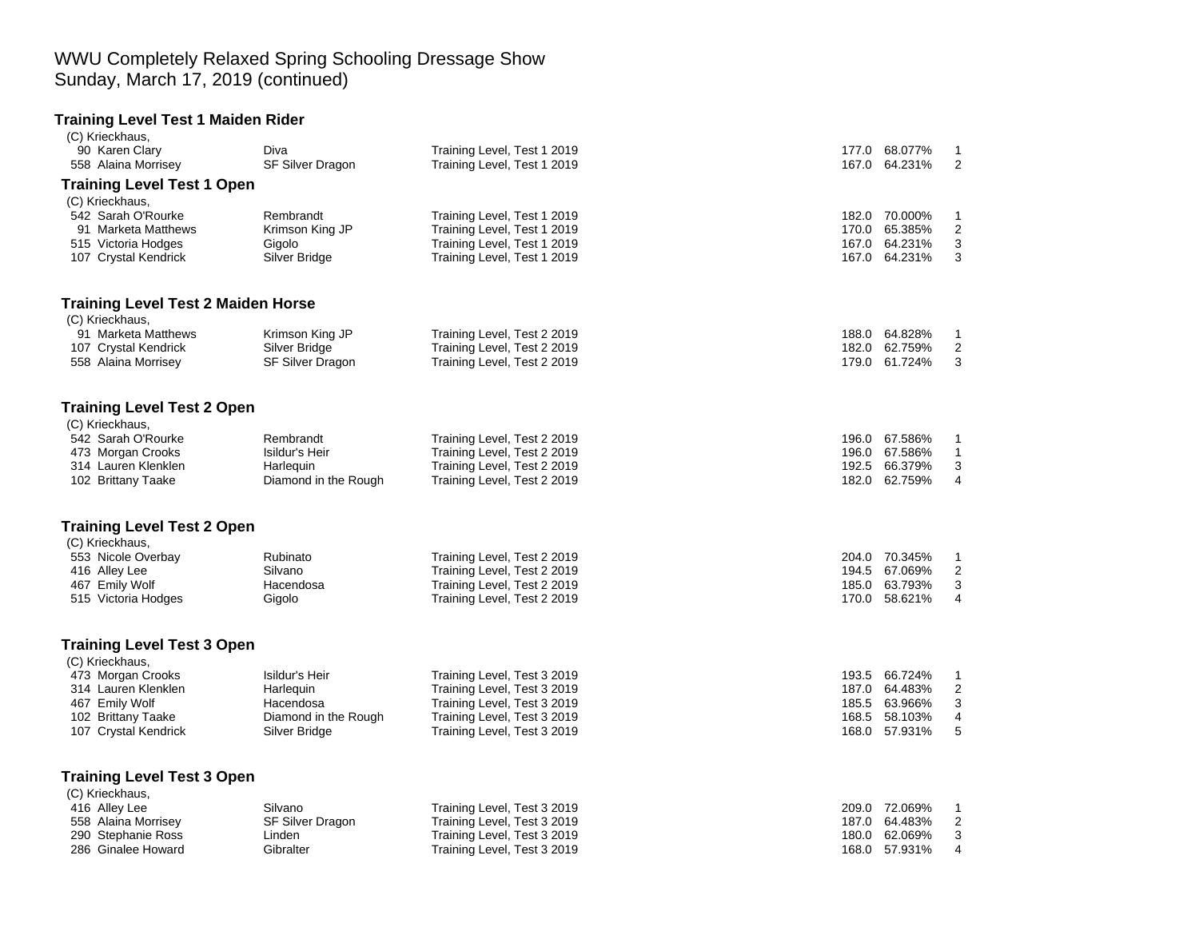# WWU Completely Relaxed Spring Schooling Dressage Show
Sunday, March 17, 2019 (continued)

### Training Level Test 1 Maiden Rider

(C) Krieckhaus,

| No. | Rider | Horse | Test | Score | Percent | Place |
|---|---|---|---|---|---|---|
| 90 | Karen Clary | Diva | Training Level, Test 1 2019 | 177.0 | 68.077% | 1 |
| 558 | Alaina Morrisey | SF Silver Dragon | Training Level, Test 1 2019 | 167.0 | 64.231% | 2 |

### Training Level Test 1 Open

(C) Krieckhaus,

| No. | Rider | Horse | Test | Score | Percent | Place |
|---|---|---|---|---|---|---|
| 542 | Sarah O'Rourke | Rembrandt | Training Level, Test 1 2019 | 182.0 | 70.000% | 1 |
| 91 | Marketa Matthews | Krimson King JP | Training Level, Test 1 2019 | 170.0 | 65.385% | 2 |
| 515 | Victoria Hodges | Gigolo | Training Level, Test 1 2019 | 167.0 | 64.231% | 3 |
| 107 | Crystal Kendrick | Silver Bridge | Training Level, Test 1 2019 | 167.0 | 64.231% | 3 |

### Training Level Test 2 Maiden Horse

(C) Krieckhaus,

| No. | Rider | Horse | Test | Score | Percent | Place |
|---|---|---|---|---|---|---|
| 91 | Marketa Matthews | Krimson King JP | Training Level, Test 2 2019 | 188.0 | 64.828% | 1 |
| 107 | Crystal Kendrick | Silver Bridge | Training Level, Test 2 2019 | 182.0 | 62.759% | 2 |
| 558 | Alaina Morrisey | SF Silver Dragon | Training Level, Test 2 2019 | 179.0 | 61.724% | 3 |

### Training Level Test 2 Open

(C) Krieckhaus,

| No. | Rider | Horse | Test | Score | Percent | Place |
|---|---|---|---|---|---|---|
| 542 | Sarah O'Rourke | Rembrandt | Training Level, Test 2 2019 | 196.0 | 67.586% | 1 |
| 473 | Morgan Crooks | Isildur's Heir | Training Level, Test 2 2019 | 196.0 | 67.586% | 1 |
| 314 | Lauren Klenklen | Harlequin | Training Level, Test 2 2019 | 192.5 | 66.379% | 3 |
| 102 | Brittany Taake | Diamond in the Rough | Training Level, Test 2 2019 | 182.0 | 62.759% | 4 |

### Training Level Test 2 Open

(C) Krieckhaus,

| No. | Rider | Horse | Test | Score | Percent | Place |
|---|---|---|---|---|---|---|
| 553 | Nicole Overbay | Rubinato | Training Level, Test 2 2019 | 204.0 | 70.345% | 1 |
| 416 | Alley Lee | Silvano | Training Level, Test 2 2019 | 194.5 | 67.069% | 2 |
| 467 | Emily Wolf | Hacendosa | Training Level, Test 2 2019 | 185.0 | 63.793% | 3 |
| 515 | Victoria Hodges | Gigolo | Training Level, Test 2 2019 | 170.0 | 58.621% | 4 |

### Training Level Test 3 Open

(C) Krieckhaus,

| No. | Rider | Horse | Test | Score | Percent | Place |
|---|---|---|---|---|---|---|
| 473 | Morgan Crooks | Isildur's Heir | Training Level, Test 3 2019 | 193.5 | 66.724% | 1 |
| 314 | Lauren Klenklen | Harlequin | Training Level, Test 3 2019 | 187.0 | 64.483% | 2 |
| 467 | Emily Wolf | Hacendosa | Training Level, Test 3 2019 | 185.5 | 63.966% | 3 |
| 102 | Brittany Taake | Diamond in the Rough | Training Level, Test 3 2019 | 168.5 | 58.103% | 4 |
| 107 | Crystal Kendrick | Silver Bridge | Training Level, Test 3 2019 | 168.0 | 57.931% | 5 |

### Training Level Test 3 Open

(C) Krieckhaus,

| No. | Rider | Horse | Test | Score | Percent | Place |
|---|---|---|---|---|---|---|
| 416 | Alley Lee | Silvano | Training Level, Test 3 2019 | 209.0 | 72.069% | 1 |
| 558 | Alaina Morrisey | SF Silver Dragon | Training Level, Test 3 2019 | 187.0 | 64.483% | 2 |
| 290 | Stephanie Ross | Linden | Training Level, Test 3 2019 | 180.0 | 62.069% | 3 |
| 286 | Ginalee Howard | Gibralter | Training Level, Test 3 2019 | 168.0 | 57.931% | 4 |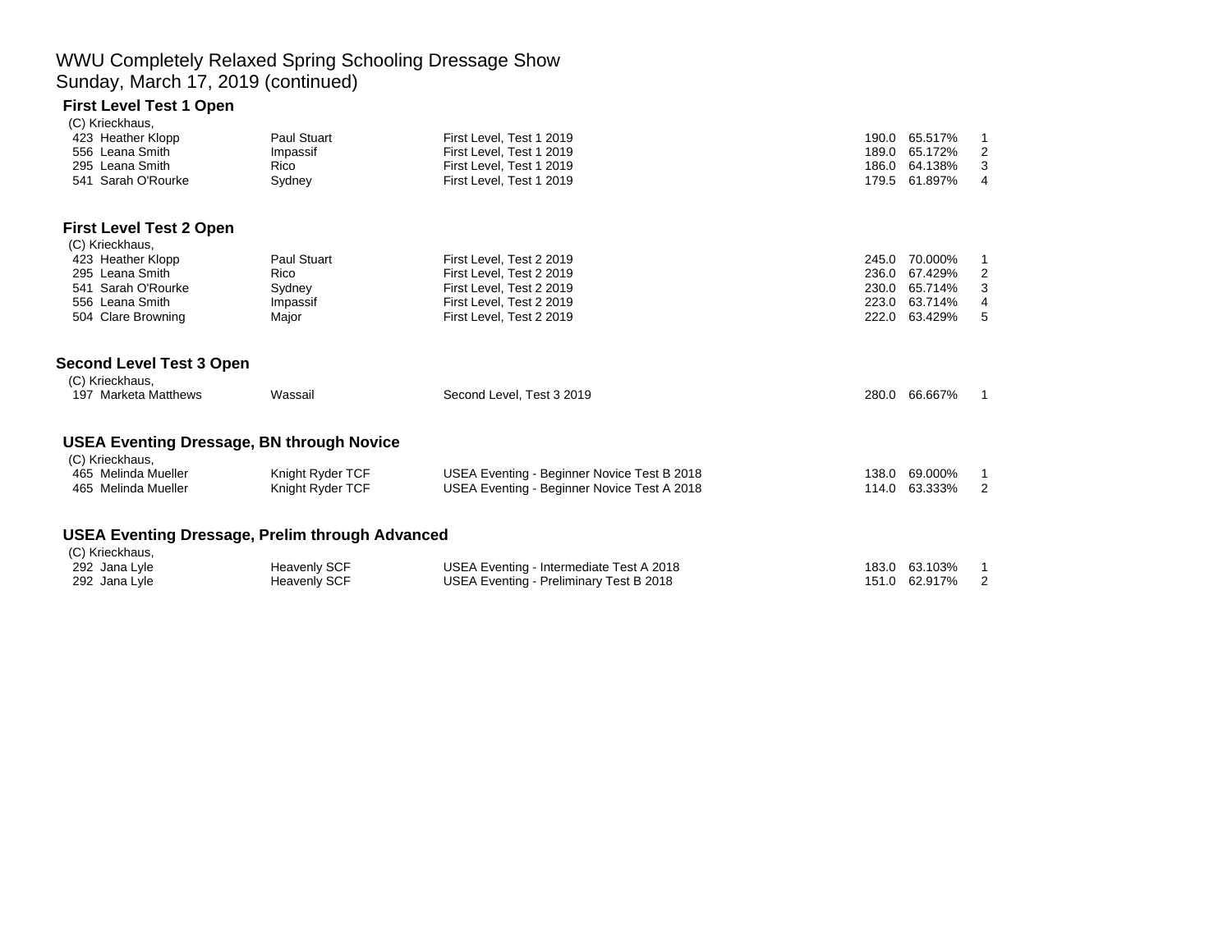# WWU Completely Relaxed Spring Schooling Dressage Show
Sunday, March 17, 2019 (continued)

### First Level Test 1 Open

(C) Krieckhaus,

| | | | | | | |
|---|---|---|---|---|---|---|
| 423 | Heather Klopp | Paul Stuart | First Level, Test 1 2019 | 190.0 | 65.517% | 1 |
| 556 | Leana Smith | Impassif | First Level, Test 1 2019 | 189.0 | 65.172% | 2 |
| 295 | Leana Smith | Rico | First Level, Test 1 2019 | 186.0 | 64.138% | 3 |
| 541 | Sarah O'Rourke | Sydney | First Level, Test 1 2019 | 179.5 | 61.897% | 4 |

### First Level Test 2 Open

(C) Krieckhaus,

| | | | | | | |
|---|---|---|---|---|---|---|
| 423 | Heather Klopp | Paul Stuart | First Level, Test 2 2019 | 245.0 | 70.000% | 1 |
| 295 | Leana Smith | Rico | First Level, Test 2 2019 | 236.0 | 67.429% | 2 |
| 541 | Sarah O'Rourke | Sydney | First Level, Test 2 2019 | 230.0 | 65.714% | 3 |
| 556 | Leana Smith | Impassif | First Level, Test 2 2019 | 223.0 | 63.714% | 4 |
| 504 | Clare Browning | Major | First Level, Test 2 2019 | 222.0 | 63.429% | 5 |

### Second Level Test 3 Open

(C) Krieckhaus,

| | | | | | | |
|---|---|---|---|---|---|---|
| 197 | Marketa Matthews | Wassail | Second Level, Test 3 2019 | 280.0 | 66.667% | 1 |

### USEA Eventing Dressage, BN through Novice

(C) Krieckhaus,

| | | | | | | |
|---|---|---|---|---|---|---|
| 465 | Melinda Mueller | Knight Ryder TCF | USEA Eventing - Beginner Novice Test B 2018 | 138.0 | 69.000% | 1 |
| 465 | Melinda Mueller | Knight Ryder TCF | USEA Eventing - Beginner Novice Test A 2018 | 114.0 | 63.333% | 2 |

### USEA Eventing Dressage, Prelim through Advanced

(C) Krieckhaus,

| | | | | | | |
|---|---|---|---|---|---|---|
| 292 | Jana Lyle | Heavenly SCF | USEA Eventing - Intermediate Test A 2018 | 183.0 | 63.103% | 1 |
| 292 | Jana Lyle | Heavenly SCF | USEA Eventing - Preliminary Test B 2018 | 151.0 | 62.917% | 2 |